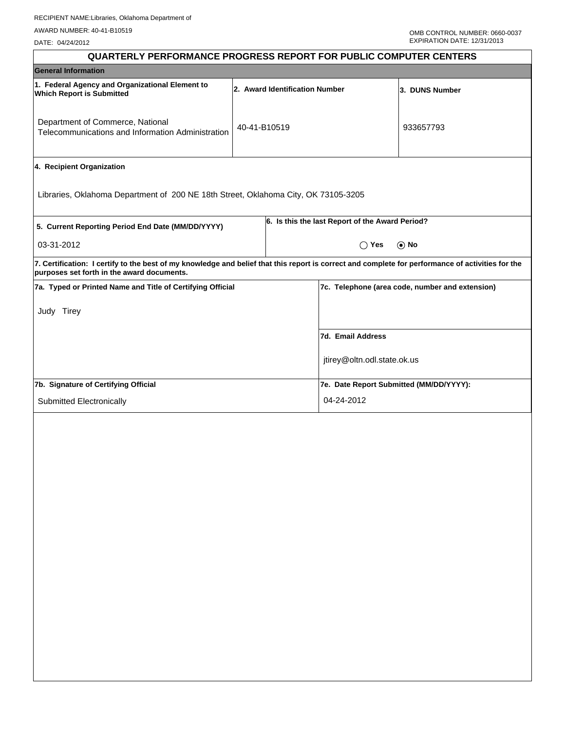RECIPIENT NAME:Libraries, Oklahoma Department of

AWARD NUMBER: 40-41-B10519

DATE: 04/24/2012

OMB CONTROL NUMBER: 0660-0037
EXPIRATION DATE: 12/31/2013

# QUARTERLY PERFORMANCE PROGRESS REPORT FOR PUBLIC COMPUTER CENTERS

## General Information

| 1. Federal Agency and Organizational Element to Which Report is Submitted | 2. Award Identification Number | 3. DUNS Number |
|---|---|---|
| Department of Commerce, National Telecommunications and Information Administration | 40-41-B10519 | 933657793 |

**4. Recipient Organization**

Libraries, Oklahoma Department of 200 NE 18th Street, Oklahoma City, OK 73105-3205

| 5. Current Reporting Period End Date (MM/DD/YYYY) | 6. Is this the last Report of the Award Period? |
|---|---|
| 03-31-2012 | ◯ Yes ◉ No |

**7. Certification: I certify to the best of my knowledge and belief that this report is correct and complete for performance of activities for the purposes set forth in the award documents.**

| 7a. Typed or Printed Name and Title of Certifying Official | 7c. Telephone (area code, number and extension) |
|---|---|
| Judy Tirey | |
| | **7d. Email Address** |
| | jtirey@oltn.odl.state.ok.us |
| **7b. Signature of Certifying Official** | **7e. Date Report Submitted (MM/DD/YYYY):** |
| Submitted Electronically | 04-24-2012 |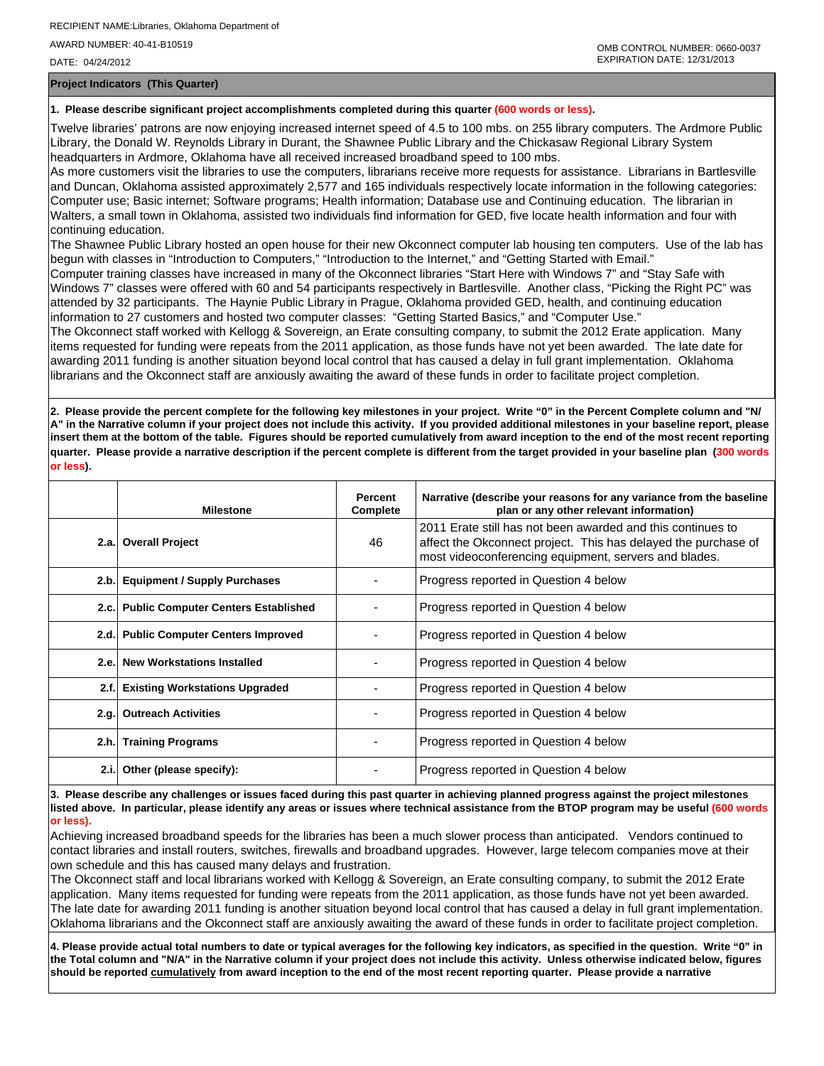RECIPIENT NAME:Libraries, Oklahoma Department of

AWARD NUMBER: 40-41-B10519

DATE: 04/24/2012

OMB CONTROL NUMBER: 0660-0037
EXPIRATION DATE: 12/31/2013

**Project Indicators (This Quarter)**

**1. Please describe significant project accomplishments completed during this quarter (600 words or less).**

Twelve libraries' patrons are now enjoying increased internet speed of 4.5 to 100 mbs. on 255 library computers. The Ardmore Public Library, the Donald W. Reynolds Library in Durant, the Shawnee Public Library and the Chickasaw Regional Library System headquarters in Ardmore, Oklahoma have all received increased broadband speed to 100 mbs.
As more customers visit the libraries to use the computers, librarians receive more requests for assistance. Librarians in Bartlesville and Duncan, Oklahoma assisted approximately 2,577 and 165 individuals respectively locate information in the following categories: Computer use; Basic internet; Software programs; Health information; Database use and Continuing education. The librarian in Walters, a small town in Oklahoma, assisted two individuals find information for GED, five locate health information and four with continuing education.
The Shawnee Public Library hosted an open house for their new Okconnect computer lab housing ten computers. Use of the lab has begun with classes in "Introduction to Computers," "Introduction to the Internet," and "Getting Started with Email."
Computer training classes have increased in many of the Okconnect libraries "Start Here with Windows 7" and "Stay Safe with Windows 7" classes were offered with 60 and 54 participants respectively in Bartlesville. Another class, "Picking the Right PC" was attended by 32 participants. The Haynie Public Library in Prague, Oklahoma provided GED, health, and continuing education information to 27 customers and hosted two computer classes: "Getting Started Basics," and "Computer Use."
The Okconnect staff worked with Kellogg & Sovereign, an Erate consulting company, to submit the 2012 Erate application. Many items requested for funding were repeats from the 2011 application, as those funds have not yet been awarded. The late date for awarding 2011 funding is another situation beyond local control that has caused a delay in full grant implementation. Oklahoma librarians and the Okconnect staff are anxiously awaiting the award of these funds in order to facilitate project completion.

**2. Please provide the percent complete for the following key milestones in your project. Write "0" in the Percent Complete column and "N/A" in the Narrative column if your project does not include this activity. If you provided additional milestones in your baseline report, please insert them at the bottom of the table. Figures should be reported cumulatively from award inception to the end of the most recent reporting quarter. Please provide a narrative description if the percent complete is different from the target provided in your baseline plan (300 words or less).**

| | Milestone | Percent Complete | Narrative (describe your reasons for any variance from the baseline plan or any other relevant information) |
|---|---|---|---|
| 2.a. | **Overall Project** | 46 | 2011 Erate still has not been awarded and this continues to affect the Okconnect project. This has delayed the purchase of most videoconferencing equipment, servers and blades. |
| 2.b. | **Equipment / Supply Purchases** | - | Progress reported in Question 4 below |
| 2.c. | **Public Computer Centers Established** | - | Progress reported in Question 4 below |
| 2.d. | **Public Computer Centers Improved** | - | Progress reported in Question 4 below |
| 2.e. | **New Workstations Installed** | - | Progress reported in Question 4 below |
| 2.f. | **Existing Workstations Upgraded** | - | Progress reported in Question 4 below |
| 2.g. | **Outreach Activities** | - | Progress reported in Question 4 below |
| 2.h. | **Training Programs** | - | Progress reported in Question 4 below |
| 2.i. | **Other (please specify):** | - | Progress reported in Question 4 below |

**3. Please describe any challenges or issues faced during this past quarter in achieving planned progress against the project milestones listed above. In particular, please identify any areas or issues where technical assistance from the BTOP program may be useful (600 words or less).**

Achieving increased broadband speeds for the libraries has been a much slower process than anticipated. Vendors continued to contact libraries and install routers, switches, firewalls and broadband upgrades. However, large telecom companies move at their own schedule and this has caused many delays and frustration.
The Okconnect staff and local librarians worked with Kellogg & Sovereign, an Erate consulting company, to submit the 2012 Erate application. Many items requested for funding were repeats from the 2011 application, as those funds have not yet been awarded. The late date for awarding 2011 funding is another situation beyond local control that has caused a delay in full grant implementation. Oklahoma librarians and the Okconnect staff are anxiously awaiting the award of these funds in order to facilitate project completion.

**4. Please provide actual total numbers to date or typical averages for the following key indicators, as specified in the question. Write "0" in the Total column and "N/A" in the Narrative column if your project does not include this activity. Unless otherwise indicated below, figures should be reported <u>cumulatively</u> from award inception to the end of the most recent reporting quarter. Please provide a narrative**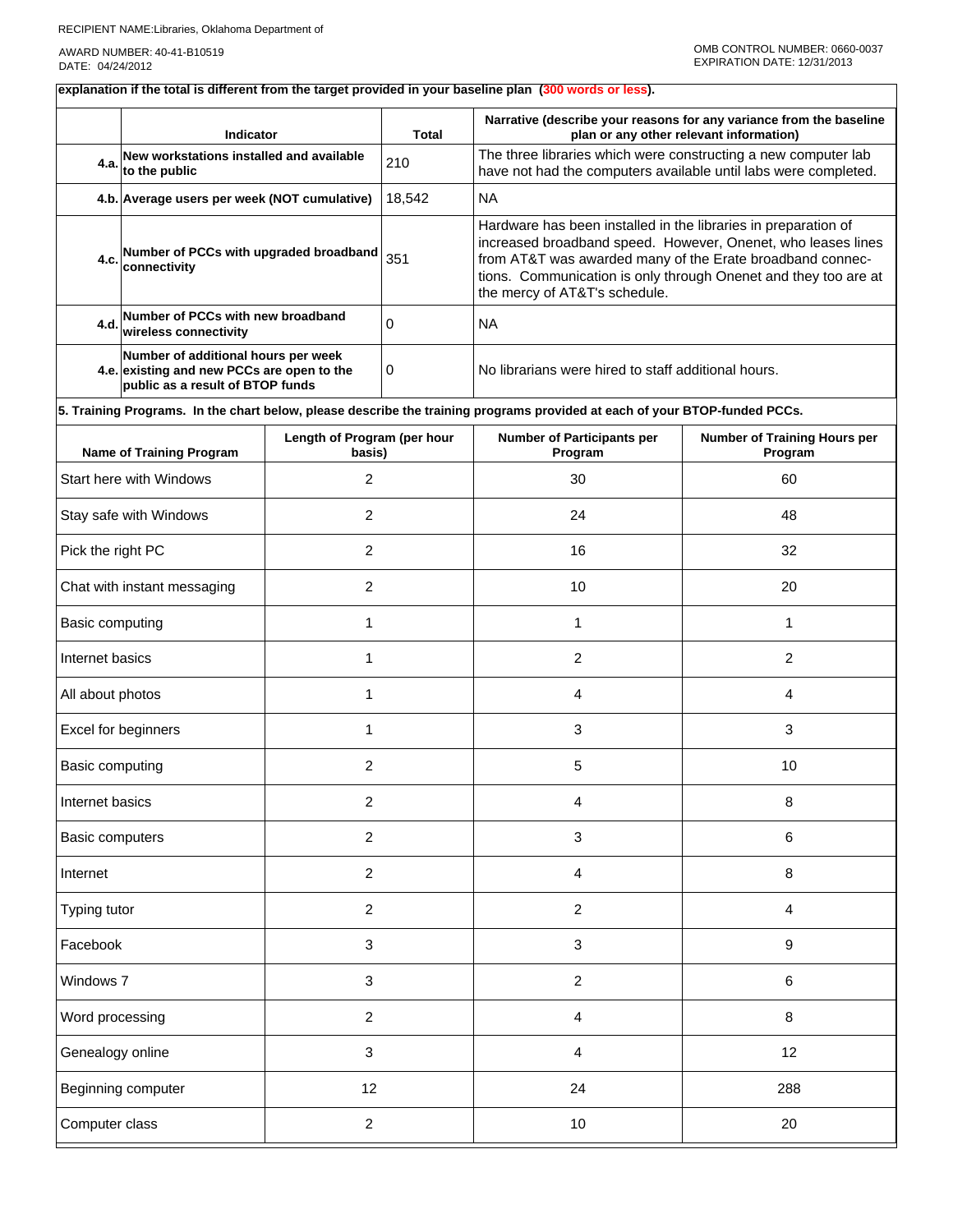RECIPIENT NAME:Libraries, Oklahoma Department of

AWARD NUMBER: 40-41-B10519
DATE: 04/24/2012

OMB CONTROL NUMBER: 0660-0037
EXPIRATION DATE: 12/31/2013

**explanation if the total is different from the target provided in your baseline plan (300 words or less).**

| | Indicator | Total | Narrative (describe your reasons for any variance from the baseline plan or any other relevant information) |
|---|---|---|---|
| 4.a. | New workstations installed and available to the public | 210 | The three libraries which were constructing a new computer lab have not had the computers available until labs were completed. |
| 4.b. | Average users per week (NOT cumulative) | 18,542 | NA |
| 4.c. | Number of PCCs with upgraded broadband connectivity | 351 | Hardware has been installed in the libraries in preparation of increased broadband speed. However, Onenet, who leases lines from AT&T was awarded many of the Erate broadband connections. Communication is only through Onenet and they too are at the mercy of AT&T's schedule. |
| 4.d. | Number of PCCs with new broadband wireless connectivity | 0 | NA |
| 4.e. | Number of additional hours per week existing and new PCCs are open to the public as a result of BTOP funds | 0 | No librarians were hired to staff additional hours. |

**5. Training Programs. In the chart below, please describe the training programs provided at each of your BTOP-funded PCCs.**

| Name of Training Program | Length of Program (per hour basis) | Number of Participants per Program | Number of Training Hours per Program |
|---|---|---|---|
| Start here with Windows | 2 | 30 | 60 |
| Stay safe with Windows | 2 | 24 | 48 |
| Pick the right PC | 2 | 16 | 32 |
| Chat with instant messaging | 2 | 10 | 20 |
| Basic computing | 1 | 1 | 1 |
| Internet basics | 1 | 2 | 2 |
| All about photos | 1 | 4 | 4 |
| Excel for beginners | 1 | 3 | 3 |
| Basic computing | 2 | 5 | 10 |
| Internet basics | 2 | 4 | 8 |
| Basic computers | 2 | 3 | 6 |
| Internet | 2 | 4 | 8 |
| Typing tutor | 2 | 2 | 4 |
| Facebook | 3 | 3 | 9 |
| Windows 7 | 3 | 2 | 6 |
| Word processing | 2 | 4 | 8 |
| Genealogy online | 3 | 4 | 12 |
| Beginning computer | 12 | 24 | 288 |
| Computer class | 2 | 10 | 20 |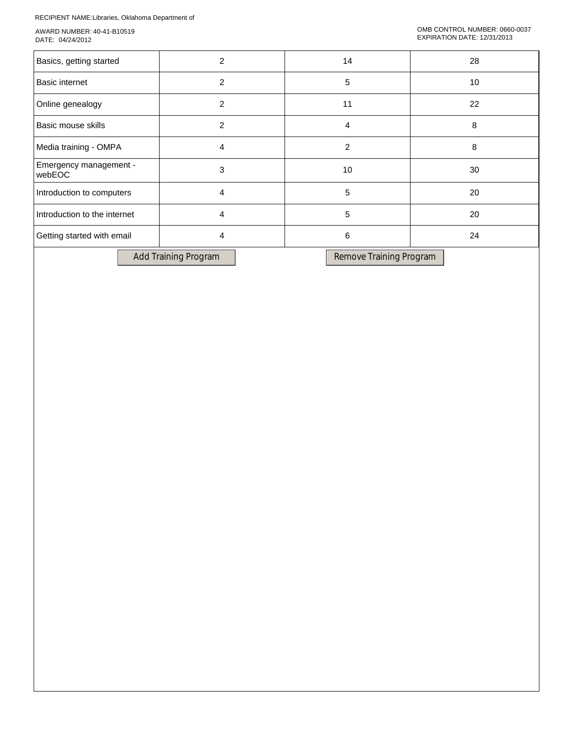RECIPIENT NAME:Libraries, Oklahoma Department of

AWARD NUMBER: 40-41-B10519
DATE: 04/24/2012

OMB CONTROL NUMBER: 0660-0037
EXPIRATION DATE: 12/31/2013

| | | | |
|---|---|---|---|
| Basics, getting started | 2 | 14 | 28 |
| Basic internet | 2 | 5 | 10 |
| Online genealogy | 2 | 11 | 22 |
| Basic mouse skills | 2 | 4 | 8 |
| Media training - OMPA | 4 | 2 | 8 |
| Emergency management - webEOC | 3 | 10 | 30 |
| Introduction to computers | 4 | 5 | 20 |
| Introduction to the internet | 4 | 5 | 20 |
| Getting started with email | 4 | 6 | 24 |

Add Training Program

Remove Training Program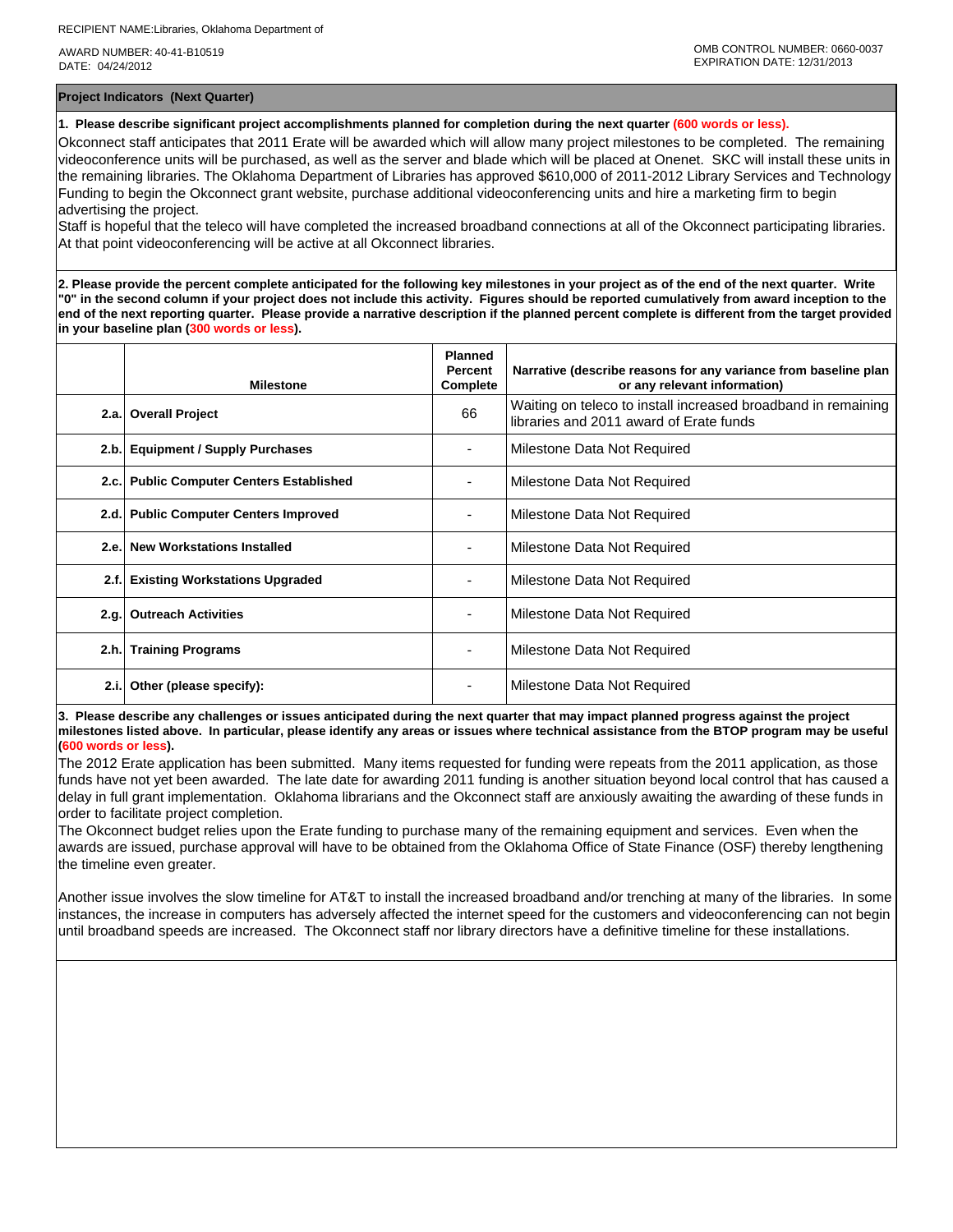RECIPIENT NAME:Libraries, Oklahoma Department of

AWARD NUMBER: 40-41-B10519
DATE: 04/24/2012

OMB CONTROL NUMBER: 0660-0037
EXPIRATION DATE: 12/31/2013

## Project Indicators (Next Quarter)

**1. Please describe significant project accomplishments planned for completion during the next quarter (600 words or less).**

Okconnect staff anticipates that 2011 Erate will be awarded which will allow many project milestones to be completed. The remaining videoconference units will be purchased, as well as the server and blade which will be placed at Onenet. SKC will install these units in the remaining libraries. The Oklahoma Department of Libraries has approved $610,000 of 2011-2012 Library Services and Technology Funding to begin the Okconnect grant website, purchase additional videoconferencing units and hire a marketing firm to begin advertising the project.
Staff is hopeful that the teleco will have completed the increased broadband connections at all of the Okconnect participating libraries. At that point videoconferencing will be active at all Okconnect libraries.

**2. Please provide the percent complete anticipated for the following key milestones in your project as of the end of the next quarter. Write "0" in the second column if your project does not include this activity. Figures should be reported cumulatively from award inception to the end of the next reporting quarter. Please provide a narrative description if the planned percent complete is different from the target provided in your baseline plan (300 words or less).**

| | Milestone | Planned Percent Complete | Narrative (describe reasons for any variance from baseline plan or any relevant information) |
|---|---|---|---|
| 2.a. | Overall Project | 66 | Waiting on teleco to install increased broadband in remaining libraries and 2011 award of Erate funds |
| 2.b. | Equipment / Supply Purchases | - | Milestone Data Not Required |
| 2.c. | Public Computer Centers Established | - | Milestone Data Not Required |
| 2.d. | Public Computer Centers Improved | - | Milestone Data Not Required |
| 2.e. | New Workstations Installed | - | Milestone Data Not Required |
| 2.f. | Existing Workstations Upgraded | - | Milestone Data Not Required |
| 2.g. | Outreach Activities | - | Milestone Data Not Required |
| 2.h. | Training Programs | - | Milestone Data Not Required |
| 2.i. | Other (please specify): | - | Milestone Data Not Required |

**3. Please describe any challenges or issues anticipated during the next quarter that may impact planned progress against the project milestones listed above. In particular, please identify any areas or issues where technical assistance from the BTOP program may be useful (600 words or less).**

The 2012 Erate application has been submitted. Many items requested for funding were repeats from the 2011 application, as those funds have not yet been awarded. The late date for awarding 2011 funding is another situation beyond local control that has caused a delay in full grant implementation. Oklahoma librarians and the Okconnect staff are anxiously awaiting the awarding of these funds in order to facilitate project completion.
The Okconnect budget relies upon the Erate funding to purchase many of the remaining equipment and services. Even when the awards are issued, purchase approval will have to be obtained from the Oklahoma Office of State Finance (OSF) thereby lengthening the timeline even greater.

Another issue involves the slow timeline for AT&T to install the increased broadband and/or trenching at many of the libraries. In some instances, the increase in computers has adversely affected the internet speed for the customers and videoconferencing can not begin until broadband speeds are increased. The Okconnect staff nor library directors have a definitive timeline for these installations.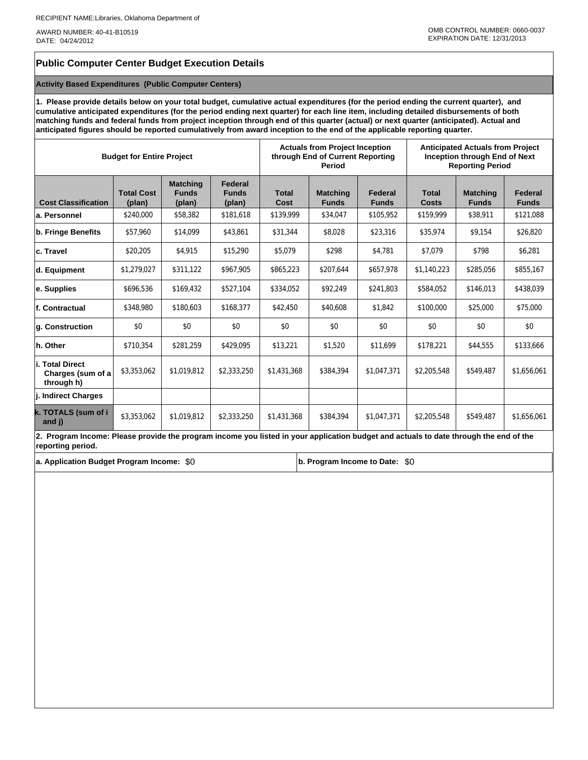RECIPIENT NAME:Libraries, Oklahoma Department of

AWARD NUMBER: 40-41-B10519
DATE: 04/24/2012

OMB CONTROL NUMBER: 0660-0037
EXPIRATION DATE: 12/31/2013

## Public Computer Center Budget Execution Details

**Activity Based Expenditures (Public Computer Centers)**

**1. Please provide details below on your total budget, cumulative actual expenditures (for the period ending the current quarter), and cumulative anticipated expenditures (for the period ending next quarter) for each line item, including detailed disbursements of both matching funds and federal funds from project inception through end of this quarter (actual) or next quarter (anticipated). Actual and anticipated figures should be reported cumulatively from award inception to the end of the applicable reporting quarter.**

| | Budget for Entire Project | | | Actuals from Project Inception through End of Current Reporting Period | | | Anticipated Actuals from Project Inception through End of Next Reporting Period | | |
|---|---|---|---|---|---|---|---|---|---|
| **Cost Classification** | **Total Cost (plan)** | **Matching Funds (plan)** | **Federal Funds (plan)** | **Total Cost** | **Matching Funds** | **Federal Funds** | **Total Costs** | **Matching Funds** | **Federal Funds** |
| a. Personnel | $240,000 | $58,382 | $181,618 | $139,999 | $34,047 | $105,952 | $159,999 | $38,911 | $121,088 |
| b. Fringe Benefits | $57,960 | $14,099 | $43,861 | $31,344 | $8,028 | $23,316 | $35,974 | $9,154 | $26,820 |
| c. Travel | $20,205 | $4,915 | $15,290 | $5,079 | $298 | $4,781 | $7,079 | $798 | $6,281 |
| d. Equipment | $1,279,027 | $311,122 | $967,905 | $865,223 | $207,644 | $657,978 | $1,140,223 | $285,056 | $855,167 |
| e. Supplies | $696,536 | $169,432 | $527,104 | $334,052 | $92,249 | $241,803 | $584,052 | $146,013 | $438,039 |
| f. Contractual | $348,980 | $180,603 | $168,377 | $42,450 | $40,608 | $1,842 | $100,000 | $25,000 | $75,000 |
| g. Construction | $0 | $0 | $0 | $0 | $0 | $0 | $0 | $0 | $0 |
| h. Other | $710,354 | $281,259 | $429,095 | $13,221 | $1,520 | $11,699 | $178,221 | $44,555 | $133,666 |
| i. Total Direct Charges (sum of a through h) | $3,353,062 | $1,019,812 | $2,333,250 | $1,431,368 | $384,394 | $1,047,371 | $2,205,548 | $549,487 | $1,656,061 |
| j. Indirect Charges | | | | | | | | | |
| k. TOTALS (sum of i and j) | $3,353,062 | $1,019,812 | $2,333,250 | $1,431,368 | $384,394 | $1,047,371 | $2,205,548 | $549,487 | $1,656,061 |

**2. Program Income: Please provide the program income you listed in your application budget and actuals to date through the end of the reporting period.**

**a. Application Budget Program Income:** $0

**b. Program Income to Date:** $0